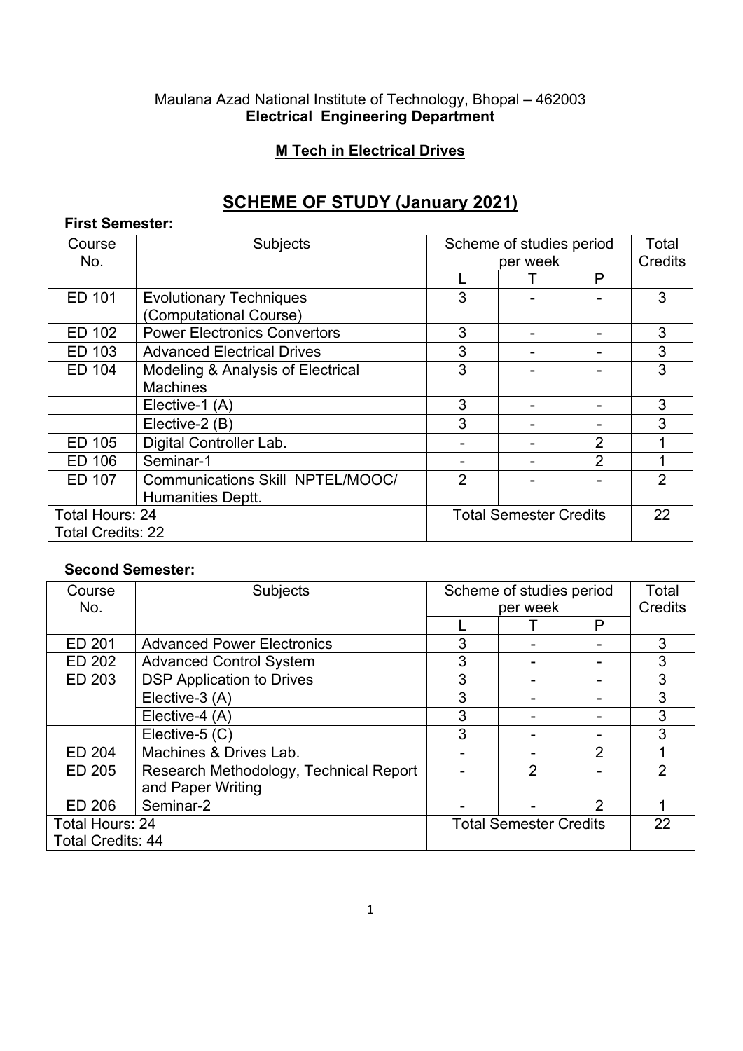Maulana Azad National Institute of Technology, Bhopal – 462003

**Electrical Engineering Department**

**M Tech in Electrical Drives**

# SCHEME OF STUDY (January 2021)

**First Semester:**

| Course No. | Subjects | Scheme of studies period per week | | | Total Credits |
|---|---|---|---|---|---|
| | | L | T | P | |
| ED 101 | Evolutionary Techniques (Computational Course) | 3 | - | - | 3 |
| ED 102 | Power Electronics Convertors | 3 | - | - | 3 |
| ED 103 | Advanced Electrical Drives | 3 | - | - | 3 |
| ED 104 | Modeling & Analysis of Electrical Machines | 3 | - | - | 3 |
| | Elective-1 (A) | 3 | - | - | 3 |
| | Elective-2 (B) | 3 | - | - | 3 |
| ED 105 | Digital Controller Lab. | - | - | 2 | 1 |
| ED 106 | Seminar-1 | - | - | 2 | 1 |
| ED 107 | Communications Skill NPTEL/MOOC/ Humanities Deptt. | 2 | - | - | 2 |
| Total Hours: 24<br>Total Credits: 22 | | Total Semester Credits | | | 22 |

**Second Semester:**

| Course No. | Subjects | Scheme of studies period per week | | | Total Credits |
|---|---|---|---|---|---|
| | | L | T | P | |
| ED 201 | Advanced Power Electronics | 3 | - | - | 3 |
| ED 202 | Advanced Control System | 3 | - | - | 3 |
| ED 203 | DSP Application to Drives | 3 | - | - | 3 |
| | Elective-3 (A) | 3 | - | - | 3 |
| | Elective-4 (A) | 3 | - | - | 3 |
| | Elective-5 (C) | 3 | - | - | 3 |
| ED 204 | Machines & Drives Lab. | - | - | 2 | 1 |
| ED 205 | Research Methodology, Technical Report and Paper Writing | - | 2 | - | 2 |
| ED 206 | Seminar-2 | - | - | 2 | 1 |
| Total Hours: 24<br>Total Credits: 44 | | Total Semester Credits | | | 22 |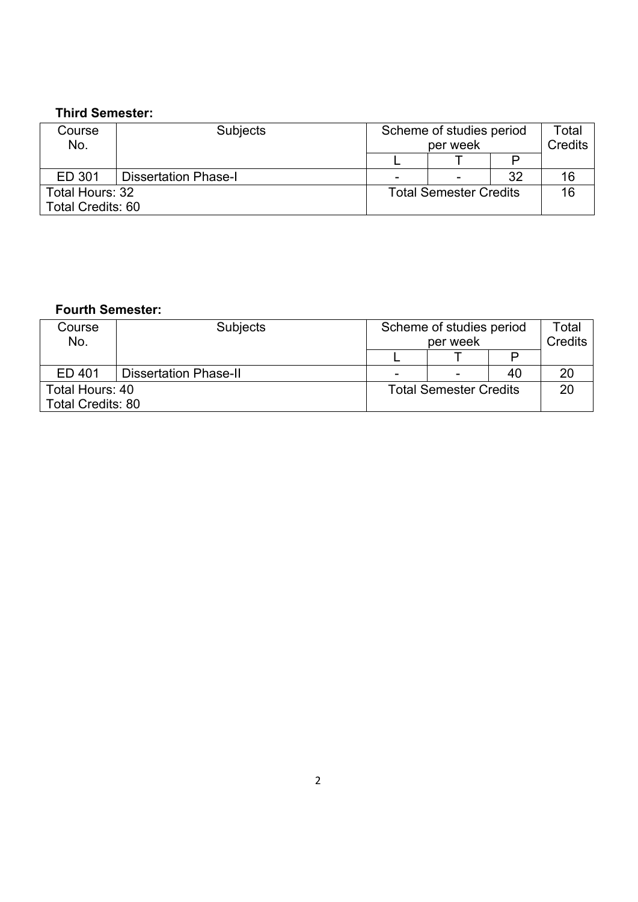**Third Semester:**

| Course No. | Subjects | Scheme of studies period per week | | | Total Credits |
|---|---|---|---|---|---|
| | | L | T | P | |
| ED 301 | Dissertation Phase-I | - | - | 32 | 16 |
| Total Hours: 32<br>Total Credits: 60 | | Total Semester Credits | | | 16 |

**Fourth Semester:**

| Course No. | Subjects | Scheme of studies period per week | | | Total Credits |
|---|---|---|---|---|---|
| | | L | T | P | |
| ED 401 | Dissertation Phase-II | - | - | 40 | 20 |
| Total Hours: 40<br>Total Credits: 80 | | Total Semester Credits | | | 20 |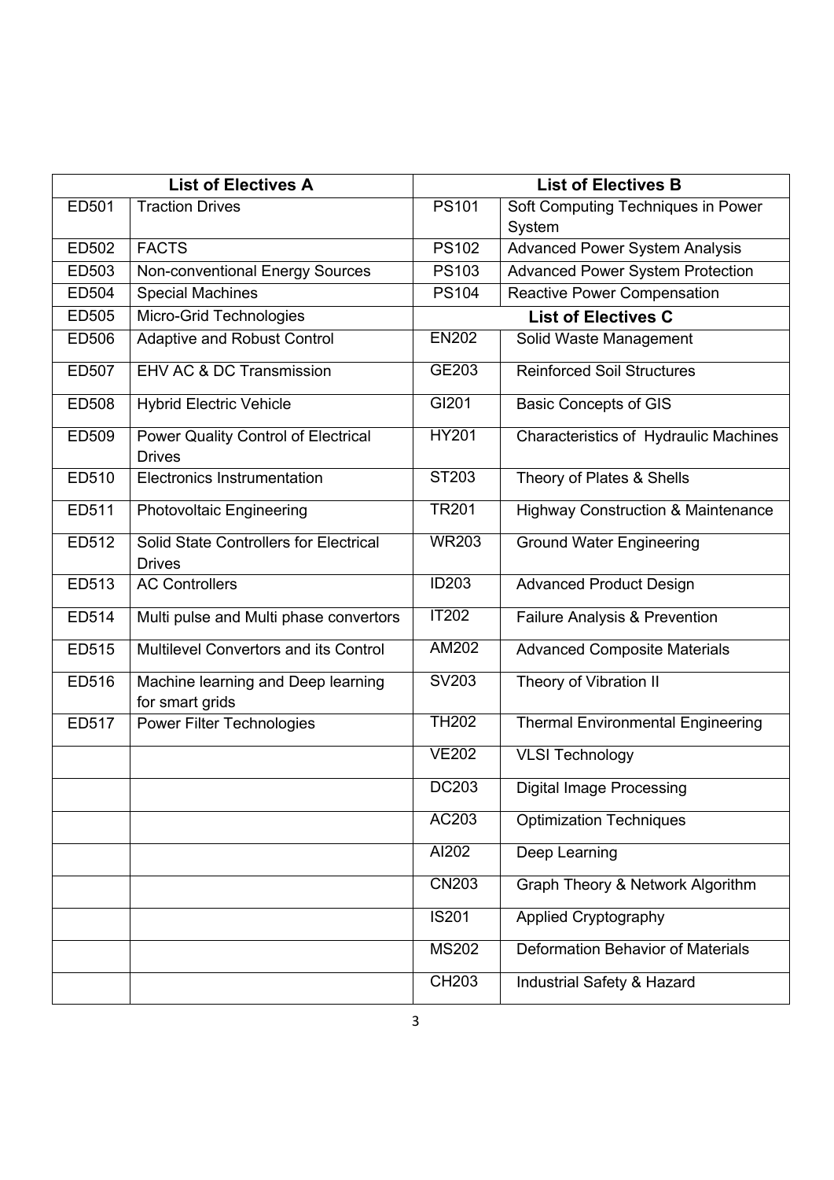| List of Electives A | | List of Electives B | |
|---|---|---|---|
| ED501 | Traction Drives | PS101 | Soft Computing Techniques in Power System |
| ED502 | FACTS | PS102 | Advanced Power System Analysis |
| ED503 | Non-conventional Energy Sources | PS103 | Advanced Power System Protection |
| ED504 | Special Machines | PS104 | Reactive Power Compensation |
| ED505 | Micro-Grid Technologies | **List of Electives C** | |
| ED506 | Adaptive and Robust Control | EN202 | Solid Waste Management |
| ED507 | EHV AC & DC Transmission | GE203 | Reinforced Soil Structures |
| ED508 | Hybrid Electric Vehicle | GI201 | Basic Concepts of GIS |
| ED509 | Power Quality Control of Electrical Drives | HY201 | Characteristics of Hydraulic Machines |
| ED510 | Electronics Instrumentation | ST203 | Theory of Plates & Shells |
| ED511 | Photovoltaic Engineering | TR201 | Highway Construction & Maintenance |
| ED512 | Solid State Controllers for Electrical Drives | WR203 | Ground Water Engineering |
| ED513 | AC Controllers | ID203 | Advanced Product Design |
| ED514 | Multi pulse and Multi phase convertors | IT202 | Failure Analysis & Prevention |
| ED515 | Multilevel Convertors and its Control | AM202 | Advanced Composite Materials |
| ED516 | Machine learning and Deep learning for smart grids | SV203 | Theory of Vibration II |
| ED517 | Power Filter Technologies | TH202 | Thermal Environmental Engineering |
| | | VE202 | VLSI Technology |
| | | DC203 | Digital Image Processing |
| | | AC203 | Optimization Techniques |
| | | AI202 | Deep Learning |
| | | CN203 | Graph Theory & Network Algorithm |
| | | IS201 | Applied Cryptography |
| | | MS202 | Deformation Behavior of Materials |
| | | CH203 | Industrial Safety & Hazard |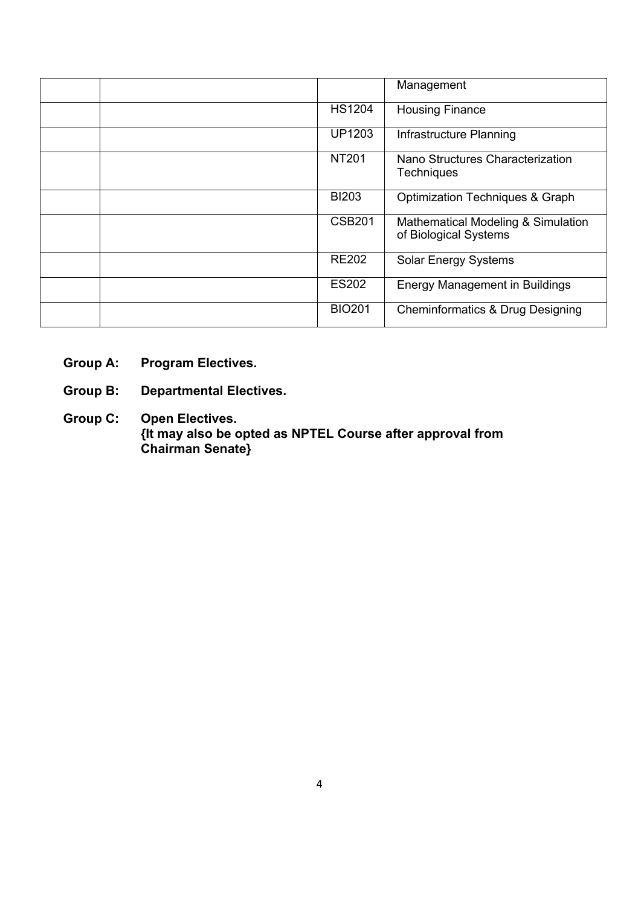| | | | |
|---|---|---|---|
| | | | Management |
| | | HS1204 | Housing Finance |
| | | UP1203 | Infrastructure Planning |
| | | NT201 | Nano Structures Characterization Techniques |
| | | BI203 | Optimization Techniques & Graph |
| | | CSB201 | Mathematical Modeling & Simulation of Biological Systems |
| | | RE202 | Solar Energy Systems |
| | | ES202 | Energy Management in Buildings |
| | | BIO201 | Cheminformatics & Drug Designing |

**Group A: Program Electives.**

**Group B: Departmental Electives.**

**Group C: Open Electives.**
**{It may also be opted as NPTEL Course after approval from Chairman Senate}**